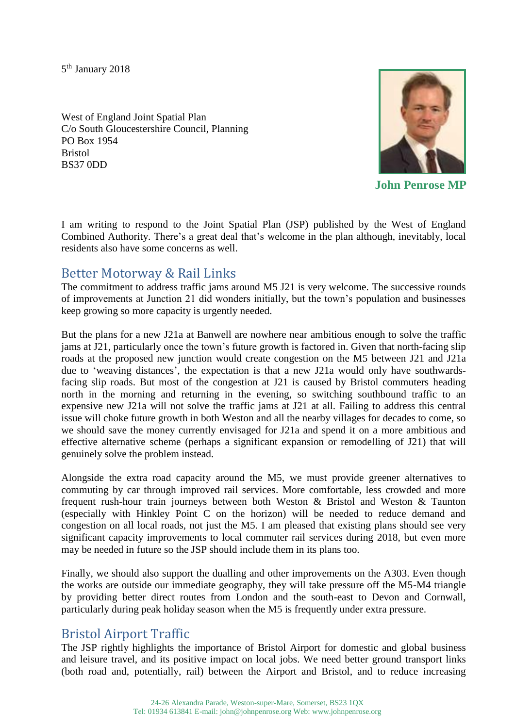5th January 2018

West of England Joint Spatial Plan
C/o South Gloucestershire Council, Planning
PO Box 1954
Bristol
BS37 0DD

**John Penrose MP**

I am writing to respond to the Joint Spatial Plan (JSP) published by the West of England Combined Authority. There's a great deal that's welcome in the plan although, inevitably, local residents also have some concerns as well.

## Better Motorway & Rail Links

The commitment to address traffic jams around M5 J21 is very welcome. The successive rounds of improvements at Junction 21 did wonders initially, but the town's population and businesses keep growing so more capacity is urgently needed.

But the plans for a new J21a at Banwell are nowhere near ambitious enough to solve the traffic jams at J21, particularly once the town's future growth is factored in. Given that north-facing slip roads at the proposed new junction would create congestion on the M5 between J21 and J21a due to 'weaving distances', the expectation is that a new J21a would only have southwards-facing slip roads. But most of the congestion at J21 is caused by Bristol commuters heading north in the morning and returning in the evening, so switching southbound traffic to an expensive new J21a will not solve the traffic jams at J21 at all. Failing to address this central issue will choke future growth in both Weston and all the nearby villages for decades to come, so we should save the money currently envisaged for J21a and spend it on a more ambitious and effective alternative scheme (perhaps a significant expansion or remodelling of J21) that will genuinely solve the problem instead.

Alongside the extra road capacity around the M5, we must provide greener alternatives to commuting by car through improved rail services. More comfortable, less crowded and more frequent rush-hour train journeys between both Weston & Bristol and Weston & Taunton (especially with Hinkley Point C on the horizon) will be needed to reduce demand and congestion on all local roads, not just the M5. I am pleased that existing plans should see very significant capacity improvements to local commuter rail services during 2018, but even more may be needed in future so the JSP should include them in its plans too.

Finally, we should also support the dualling and other improvements on the A303. Even though the works are outside our immediate geography, they will take pressure off the M5-M4 triangle by providing better direct routes from London and the south-east to Devon and Cornwall, particularly during peak holiday season when the M5 is frequently under extra pressure.

## Bristol Airport Traffic

The JSP rightly highlights the importance of Bristol Airport for domestic and global business and leisure travel, and its positive impact on local jobs. We need better ground transport links (both road and, potentially, rail) between the Airport and Bristol, and to reduce increasing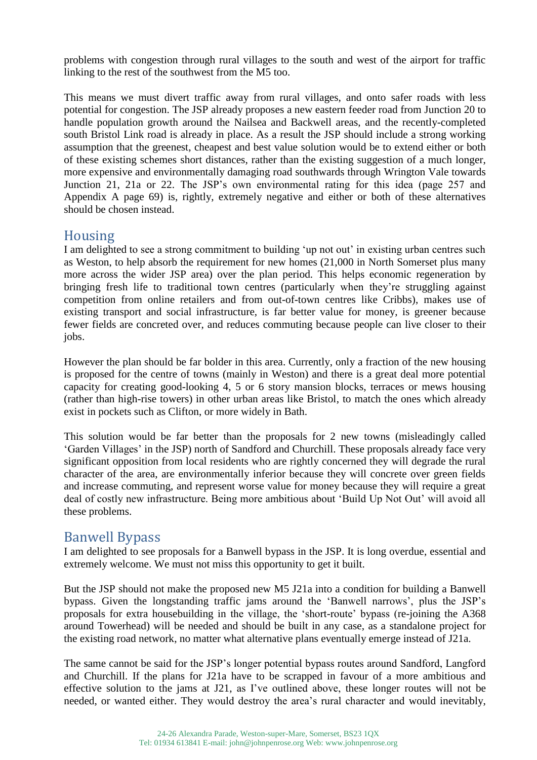problems with congestion through rural villages to the south and west of the airport for traffic linking to the rest of the southwest from the M5 too.

This means we must divert traffic away from rural villages, and onto safer roads with less potential for congestion. The JSP already proposes a new eastern feeder road from Junction 20 to handle population growth around the Nailsea and Backwell areas, and the recently-completed south Bristol Link road is already in place. As a result the JSP should include a strong working assumption that the greenest, cheapest and best value solution would be to extend either or both of these existing schemes short distances, rather than the existing suggestion of a much longer, more expensive and environmentally damaging road southwards through Wrington Vale towards Junction 21, 21a or 22. The JSP's own environmental rating for this idea (page 257 and Appendix A page 69) is, rightly, extremely negative and either or both of these alternatives should be chosen instead.

## Housing

I am delighted to see a strong commitment to building 'up not out' in existing urban centres such as Weston, to help absorb the requirement for new homes (21,000 in North Somerset plus many more across the wider JSP area) over the plan period. This helps economic regeneration by bringing fresh life to traditional town centres (particularly when they're struggling against competition from online retailers and from out-of-town centres like Cribbs), makes use of existing transport and social infrastructure, is far better value for money, is greener because fewer fields are concreted over, and reduces commuting because people can live closer to their jobs.

However the plan should be far bolder in this area. Currently, only a fraction of the new housing is proposed for the centre of towns (mainly in Weston) and there is a great deal more potential capacity for creating good-looking 4, 5 or 6 story mansion blocks, terraces or mews housing (rather than high-rise towers) in other urban areas like Bristol, to match the ones which already exist in pockets such as Clifton, or more widely in Bath.

This solution would be far better than the proposals for 2 new towns (misleadingly called 'Garden Villages' in the JSP) north of Sandford and Churchill. These proposals already face very significant opposition from local residents who are rightly concerned they will degrade the rural character of the area, are environmentally inferior because they will concrete over green fields and increase commuting, and represent worse value for money because they will require a great deal of costly new infrastructure. Being more ambitious about 'Build Up Not Out' will avoid all these problems.

## Banwell Bypass

I am delighted to see proposals for a Banwell bypass in the JSP. It is long overdue, essential and extremely welcome. We must not miss this opportunity to get it built.

But the JSP should not make the proposed new M5 J21a into a condition for building a Banwell bypass. Given the longstanding traffic jams around the 'Banwell narrows', plus the JSP's proposals for extra housebuilding in the village, the 'short-route' bypass (re-joining the A368 around Towerhead) will be needed and should be built in any case, as a standalone project for the existing road network, no matter what alternative plans eventually emerge instead of J21a.

The same cannot be said for the JSP's longer potential bypass routes around Sandford, Langford and Churchill. If the plans for J21a have to be scrapped in favour of a more ambitious and effective solution to the jams at J21, as I've outlined above, these longer routes will not be needed, or wanted either. They would destroy the area's rural character and would inevitably,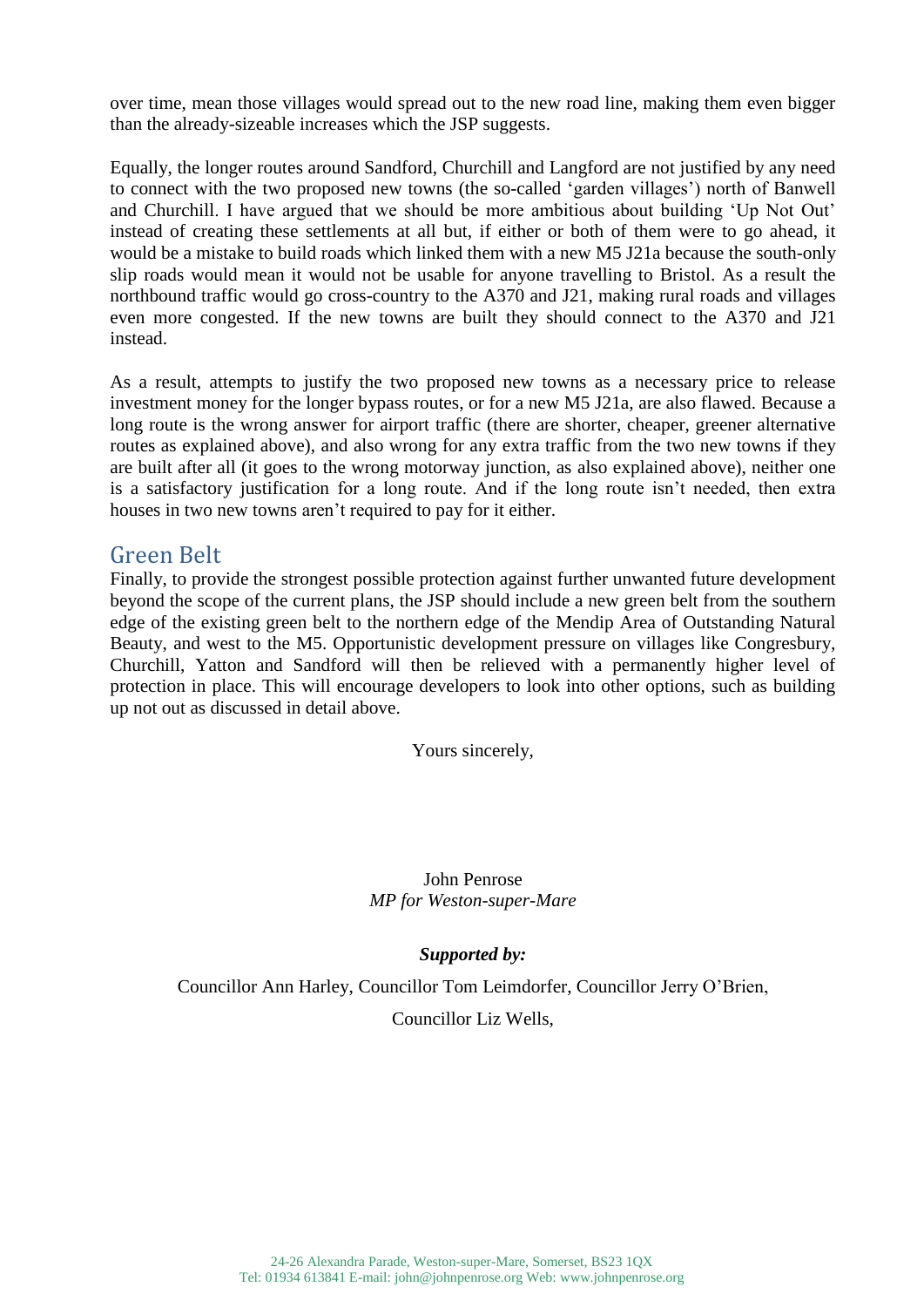over time, mean those villages would spread out to the new road line, making them even bigger than the already-sizeable increases which the JSP suggests.

Equally, the longer routes around Sandford, Churchill and Langford are not justified by any need to connect with the two proposed new towns (the so-called 'garden villages') north of Banwell and Churchill. I have argued that we should be more ambitious about building 'Up Not Out' instead of creating these settlements at all but, if either or both of them were to go ahead, it would be a mistake to build roads which linked them with a new M5 J21a because the south-only slip roads would mean it would not be usable for anyone travelling to Bristol. As a result the northbound traffic would go cross-country to the A370 and J21, making rural roads and villages even more congested. If the new towns are built they should connect to the A370 and J21 instead.

As a result, attempts to justify the two proposed new towns as a necessary price to release investment money for the longer bypass routes, or for a new M5 J21a, are also flawed. Because a long route is the wrong answer for airport traffic (there are shorter, cheaper, greener alternative routes as explained above), and also wrong for any extra traffic from the two new towns if they are built after all (it goes to the wrong motorway junction, as also explained above), neither one is a satisfactory justification for a long route. And if the long route isn't needed, then extra houses in two new towns aren't required to pay for it either.

## Green Belt

Finally, to provide the strongest possible protection against further unwanted future development beyond the scope of the current plans, the JSP should include a new green belt from the southern edge of the existing green belt to the northern edge of the Mendip Area of Outstanding Natural Beauty, and west to the M5. Opportunistic development pressure on villages like Congresbury, Churchill, Yatton and Sandford will then be relieved with a permanently higher level of protection in place. This will encourage developers to look into other options, such as building up not out as discussed in detail above.

Yours sincerely,

John Penrose
*MP for Weston-super-Mare*

***Supported by:***

Councillor Ann Harley, Councillor Tom Leimdorfer, Councillor Jerry O'Brien,

Councillor Liz Wells,

24-26 Alexandra Parade, Weston-super-Mare, Somerset, BS23 1QX
Tel: 01934 613841 E-mail: john@johnpenrose.org Web: www.johnpenrose.org